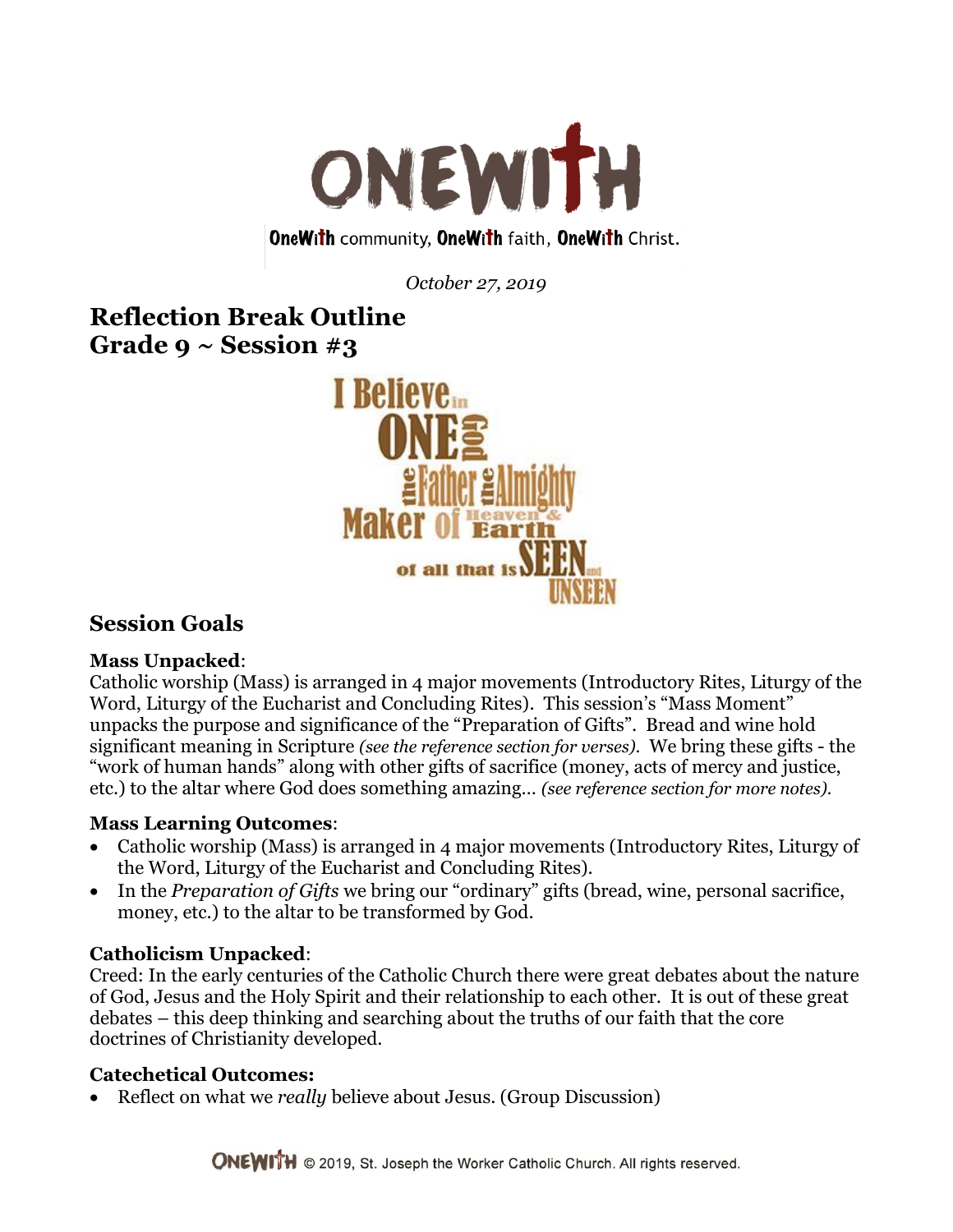# ONEWITH

OneWith community, OneWith faith, OneWith Christ.

*October 27, 2019*

## Reflection Break Outline
## Grade 9 ~ Session #3

I Believe in ONE God the Father the Almighty Maker of Heaven & Earth of all that is SEEN and UNSEEN

## Session Goals

**Mass Unpacked**:
Catholic worship (Mass) is arranged in 4 major movements (Introductory Rites, Liturgy of the Word, Liturgy of the Eucharist and Concluding Rites). This session's "Mass Moment" unpacks the purpose and significance of the "Preparation of Gifts". Bread and wine hold significant meaning in Scripture *(see the reference section for verses)*. We bring these gifts - the "work of human hands" along with other gifts of sacrifice (money, acts of mercy and justice, etc.) to the altar where God does something amazing… *(see reference section for more notes)*.

**Mass Learning Outcomes**:

- Catholic worship (Mass) is arranged in 4 major movements (Introductory Rites, Liturgy of the Word, Liturgy of the Eucharist and Concluding Rites).
- In the *Preparation of Gifts* we bring our "ordinary" gifts (bread, wine, personal sacrifice, money, etc.) to the altar to be transformed by God.

**Catholicism Unpacked**:
Creed: In the early centuries of the Catholic Church there were great debates about the nature of God, Jesus and the Holy Spirit and their relationship to each other. It is out of these great debates – this deep thinking and searching about the truths of our faith that the core doctrines of Christianity developed.

**Catechetical Outcomes:**

- Reflect on what we *really* believe about Jesus. (Group Discussion)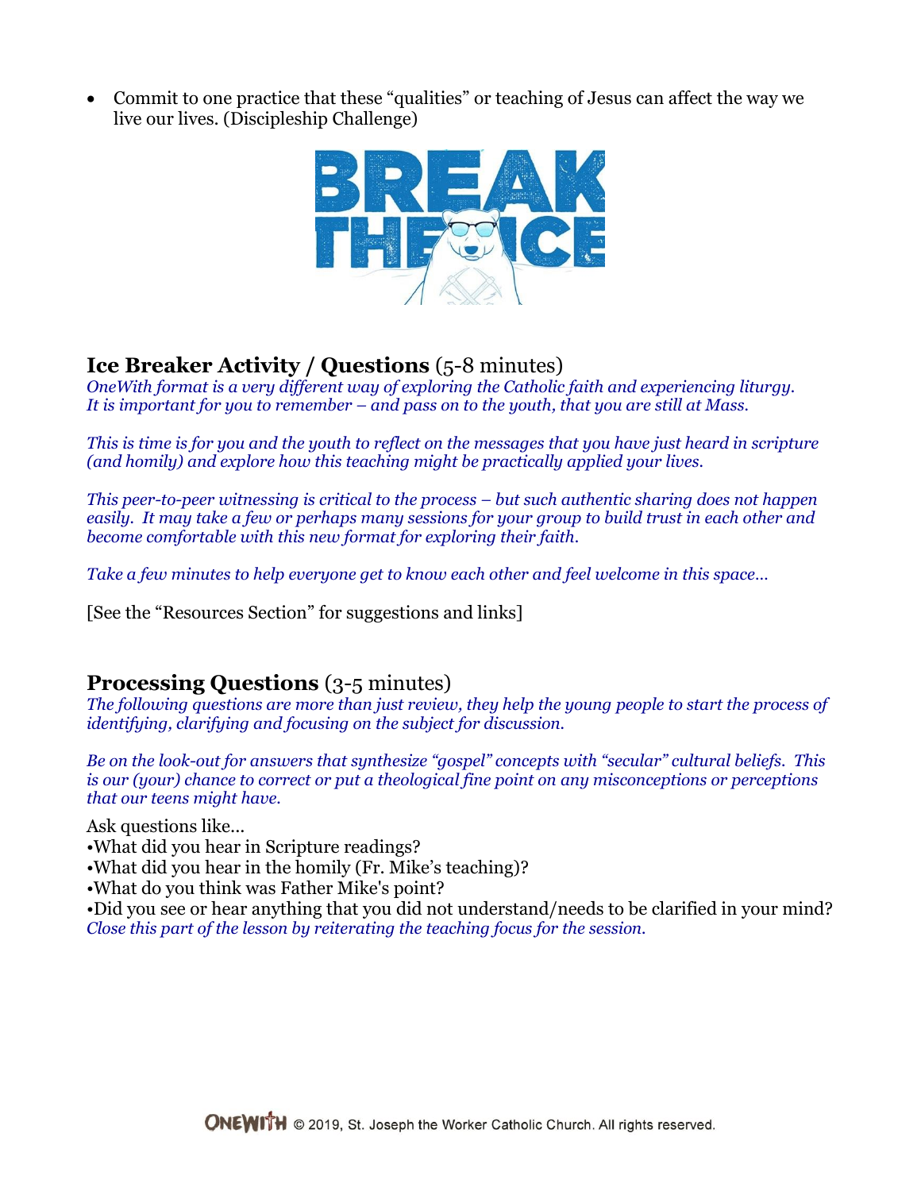- Commit to one practice that these "qualities" or teaching of Jesus can affect the way we live our lives. (Discipleship Challenge)

## **Ice Breaker Activity / Questions** (5-8 minutes)

*OneWith format is a very different way of exploring the Catholic faith and experiencing liturgy. It is important for you to remember – and pass on to the youth, that you are still at Mass.*

*This is time is for you and the youth to reflect on the messages that you have just heard in scripture (and homily) and explore how this teaching might be practically applied your lives.*

*This peer-to-peer witnessing is critical to the process – but such authentic sharing does not happen easily. It may take a few or perhaps many sessions for your group to build trust in each other and become comfortable with this new format for exploring their faith.*

*Take a few minutes to help everyone get to know each other and feel welcome in this space…*

[See the "Resources Section" for suggestions and links]

## **Processing Questions** (3-5 minutes)

*The following questions are more than just review, they help the young people to start the process of identifying, clarifying and focusing on the subject for discussion.*

*Be on the look-out for answers that synthesize "gospel" concepts with "secular" cultural beliefs. This is our (your) chance to correct or put a theological fine point on any misconceptions or perceptions that our teens might have.*

Ask questions like…

- What did you hear in Scripture readings?
- What did you hear in the homily (Fr. Mike's teaching)?
- What do you think was Father Mike's point?
- Did you see or hear anything that you did not understand/needs to be clarified in your mind?

*Close this part of the lesson by reiterating the teaching focus for the session.*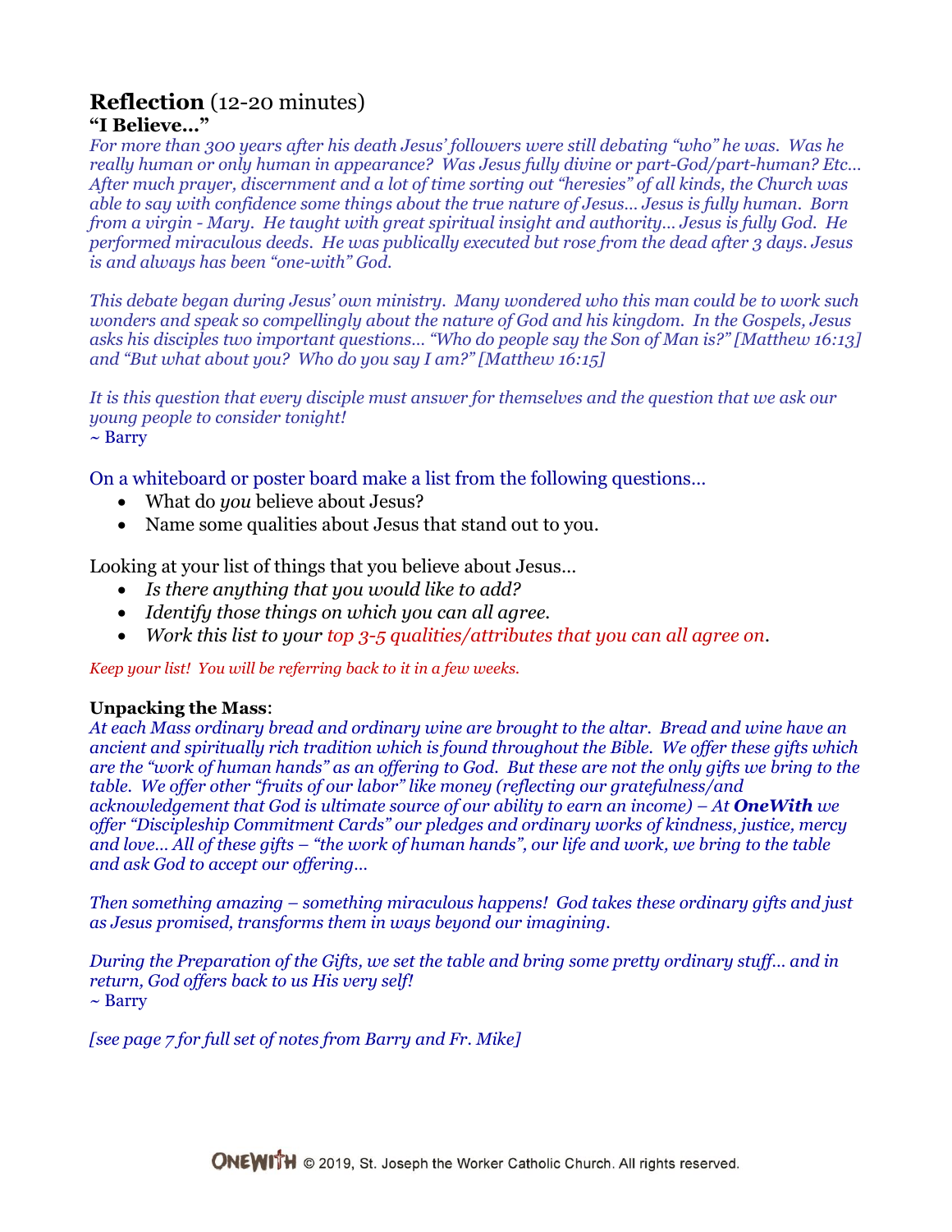## **Reflection** (12-20 minutes)

### **"I Believe…"**

*For more than 300 years after his death Jesus' followers were still debating "who" he was. Was he really human or only human in appearance? Was Jesus fully divine or part-God/part-human? Etc… After much prayer, discernment and a lot of time sorting out "heresies" of all kinds, the Church was able to say with confidence some things about the true nature of Jesus… Jesus is fully human. Born from a virgin - Mary. He taught with great spiritual insight and authority… Jesus is fully God. He performed miraculous deeds. He was publically executed but rose from the dead after 3 days. Jesus is and always has been "one-with" God.*

*This debate began during Jesus' own ministry. Many wondered who this man could be to work such wonders and speak so compellingly about the nature of God and his kingdom. In the Gospels, Jesus asks his disciples two important questions… "Who do people say the Son of Man is?" [Matthew 16:13] and "But what about you? Who do you say I am?" [Matthew 16:15]*

*It is this question that every disciple must answer for themselves and the question that we ask our young people to consider tonight!*
~ Barry

On a whiteboard or poster board make a list from the following questions…

- What do *you* believe about Jesus?
- Name some qualities about Jesus that stand out to you.

Looking at your list of things that you believe about Jesus…

- *Is there anything that you would like to add?*
- *Identify those things on which you can all agree.*
- *Work this list to your top 3-5 qualities/attributes that you can all agree on.*

*Keep your list! You will be referring back to it in a few weeks.*

**Unpacking the Mass**:
*At each Mass ordinary bread and ordinary wine are brought to the altar. Bread and wine have an ancient and spiritually rich tradition which is found throughout the Bible. We offer these gifts which are the "work of human hands" as an offering to God. But these are not the only gifts we bring to the table. We offer other "fruits of our labor" like money (reflecting our gratefulness/and acknowledgement that God is ultimate source of our ability to earn an income) – At **OneWith** we offer "Discipleship Commitment Cards" our pledges and ordinary works of kindness, justice, mercy and love… All of these gifts – "the work of human hands", our life and work, we bring to the table and ask God to accept our offering…*

*Then something amazing – something miraculous happens! God takes these ordinary gifts and just as Jesus promised, transforms them in ways beyond our imagining.*

*During the Preparation of the Gifts, we set the table and bring some pretty ordinary stuff… and in return, God offers back to us His very self!*
~ Barry

*[see page 7 for full set of notes from Barry and Fr. Mike]*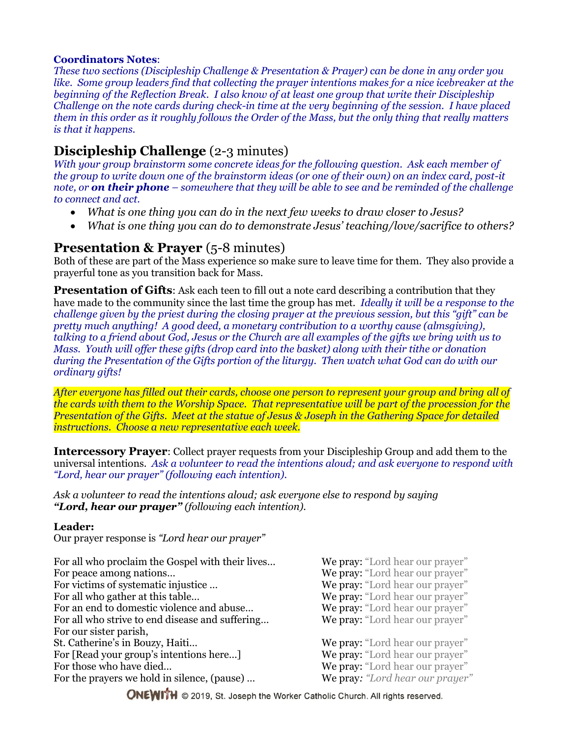**Coordinators Notes**:
*These two sections (Discipleship Challenge & Presentation & Prayer) can be done in any order you like. Some group leaders find that collecting the prayer intentions makes for a nice icebreaker at the beginning of the Reflection Break. I also know of at least one group that write their Discipleship Challenge on the note cards during check-in time at the very beginning of the session. I have placed them in this order as it roughly follows the Order of the Mass, but the only thing that really matters is that it happens.*

## Discipleship Challenge (2-3 minutes)

*With your group brainstorm some concrete ideas for the following question. Ask each member of the group to write down one of the brainstorm ideas (or one of their own) on an index card, post-it note, or **on their phone** – somewhere that they will be able to see and be reminded of the challenge to connect and act.*

- *What is one thing you can do in the next few weeks to draw closer to Jesus?*
- *What is one thing you can do to demonstrate Jesus' teaching/love/sacrifice to others?*

## Presentation & Prayer (5-8 minutes)

Both of these are part of the Mass experience so make sure to leave time for them. They also provide a prayerful tone as you transition back for Mass.

**Presentation of Gifts**: Ask each teen to fill out a note card describing a contribution that they have made to the community since the last time the group has met. *Ideally it will be a response to the challenge given by the priest during the closing prayer at the previous session, but this "gift" can be pretty much anything! A good deed, a monetary contribution to a worthy cause (almsgiving), talking to a friend about God, Jesus or the Church are all examples of the gifts we bring with us to Mass. Youth will offer these gifts (drop card into the basket) along with their tithe or donation during the Presentation of the Gifts portion of the liturgy. Then watch what God can do with our ordinary gifts!*

*After everyone has filled out their cards, choose one person to represent your group and bring all of the cards with them to the Worship Space. That representative will be part of the procession for the Presentation of the Gifts. Meet at the statue of Jesus & Joseph in the Gathering Space for detailed instructions. Choose a new representative each week.*

**Intercessory Prayer**: Collect prayer requests from your Discipleship Group and add them to the universal intentions. *Ask a volunteer to read the intentions aloud; and ask everyone to respond with "Lord, hear our prayer" (following each intention).*

*Ask a volunteer to read the intentions aloud; ask everyone else to respond by saying **"Lord, hear our prayer"** (following each intention).*

**Leader:**
Our prayer response is *"Lord hear our prayer"*

| | |
|---|---|
| For all who proclaim the Gospel with their lives… | We pray: "Lord hear our prayer" |
| For peace among nations… | We pray: "Lord hear our prayer" |
| For victims of systematic injustice … | We pray: "Lord hear our prayer" |
| For all who gather at this table… | We pray: "Lord hear our prayer" |
| For an end to domestic violence and abuse… | We pray: "Lord hear our prayer" |
| For all who strive to end disease and suffering… | We pray: "Lord hear our prayer" |
| For our sister parish, St. Catherine's in Bouzy, Haiti… | We pray: "Lord hear our prayer" |
| For [Read your group's intentions here…] | We pray: "Lord hear our prayer" |
| For those who have died… | We pray: "Lord hear our prayer" |
| For the prayers we hold in silence, (pause) … | We pray*: "Lord hear our prayer"* |

ONEWITH © 2019, St. Joseph the Worker Catholic Church. All rights reserved.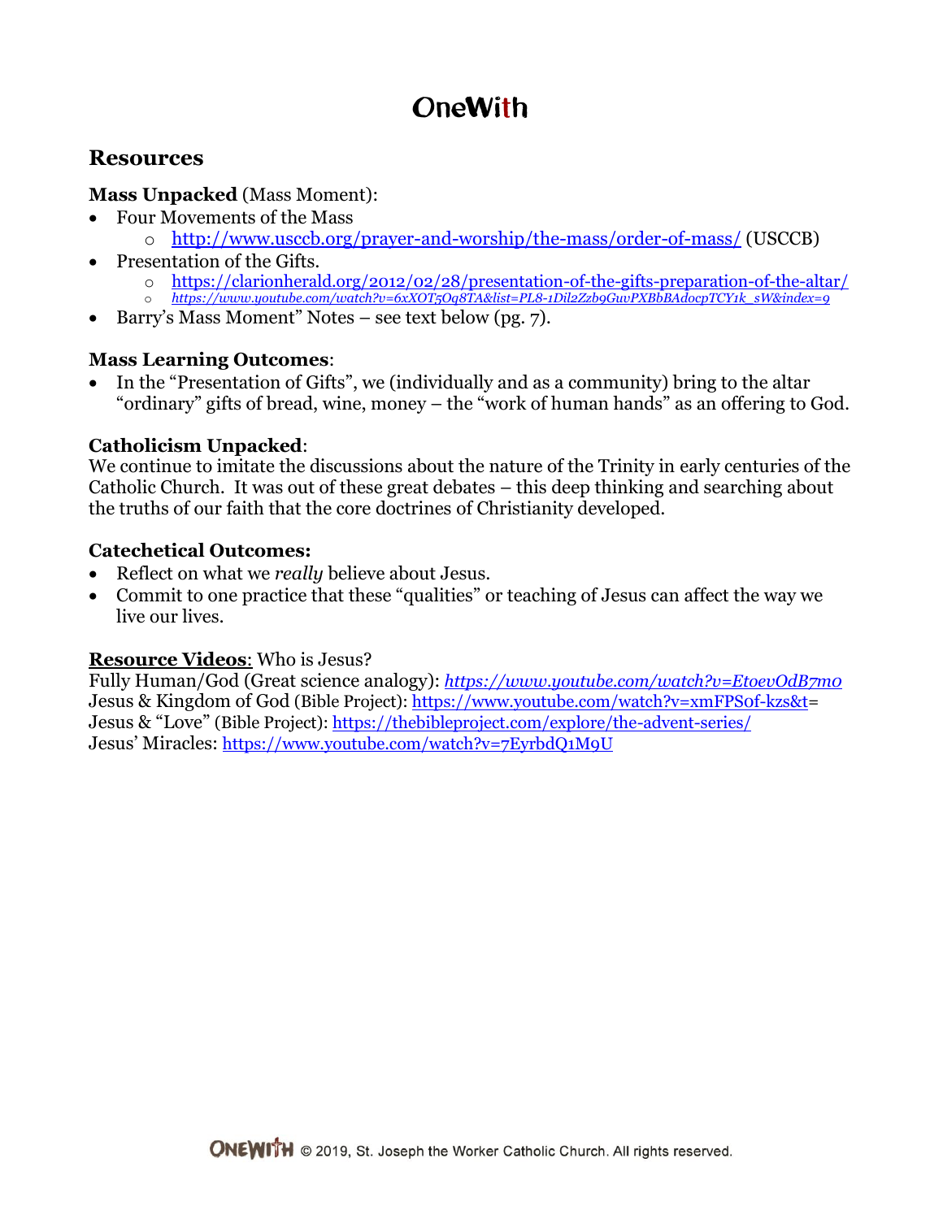# OneWith

## Resources

**Mass Unpacked** (Mass Moment):

- Four Movements of the Mass
  - http://www.usccb.org/prayer-and-worship/the-mass/order-of-mass/ (USCCB)
- Presentation of the Gifts.
  - https://clarionherald.org/2012/02/28/presentation-of-the-gifts-preparation-of-the-altar/
  - *https://www.youtube.com/watch?v=6xXOT5Oq8TA&list=PL8-1Dil2Zzb9GuvPXBbBAdocpTCY1k_sW&index=9*
- Barry's Mass Moment" Notes – see text below (pg. 7).

**Mass Learning Outcomes**:

- In the "Presentation of Gifts", we (individually and as a community) bring to the altar "ordinary" gifts of bread, wine, money – the "work of human hands" as an offering to God.

**Catholicism Unpacked**:
We continue to imitate the discussions about the nature of the Trinity in early centuries of the Catholic Church. It was out of these great debates – this deep thinking and searching about the truths of our faith that the core doctrines of Christianity developed.

**Catechetical Outcomes:**

- Reflect on what we *really* believe about Jesus.
- Commit to one practice that these "qualities" or teaching of Jesus can affect the way we live our lives.

**Resource Videos**: Who is Jesus?
Fully Human/God (Great science analogy): *https://www.youtube.com/watch?v=EtoevOdB7m0*
Jesus & Kingdom of God (Bible Project): https://www.youtube.com/watch?v=xmFPS0f-kzs&t=
Jesus & "Love" (Bible Project): https://thebibleproject.com/explore/the-advent-series/
Jesus' Miracles: https://www.youtube.com/watch?v=7EyrbdQ1M9U

ONEWITH © 2019, St. Joseph the Worker Catholic Church. All rights reserved.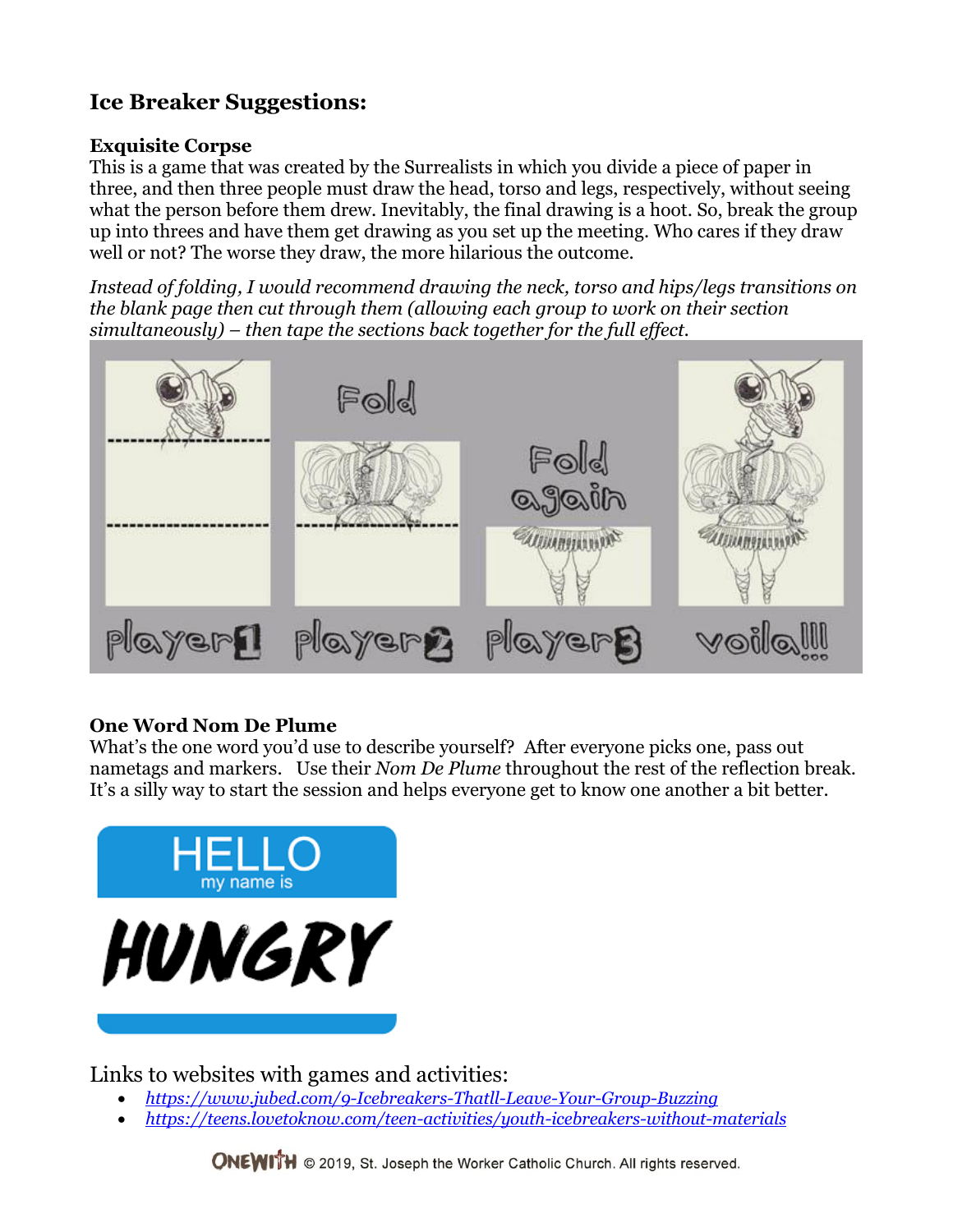## Ice Breaker Suggestions:

### Exquisite Corpse

This is a game that was created by the Surrealists in which you divide a piece of paper in three, and then three people must draw the head, torso and legs, respectively, without seeing what the person before them drew. Inevitably, the final drawing is a hoot. So, break the group up into threes and have them get drawing as you set up the meeting. Who cares if they draw well or not? The worse they draw, the more hilarious the outcome.

*Instead of folding, I would recommend drawing the neck, torso and hips/legs transitions on the blank page then cut through them (allowing each group to work on their section simultaneously) – then tape the sections back together for the full effect.*

### One Word Nom De Plume

What's the one word you'd use to describe yourself? After everyone picks one, pass out nametags and markers. Use their *Nom De Plume* throughout the rest of the reflection break. It's a silly way to start the session and helps everyone get to know one another a bit better.

Links to websites with games and activities:

- https://www.jubed.com/9-Icebreakers-Thatll-Leave-Your-Group-Buzzing
- https://teens.lovetoknow.com/teen-activities/youth-icebreakers-without-materials

© 2019, St. Joseph the Worker Catholic Church. All rights reserved.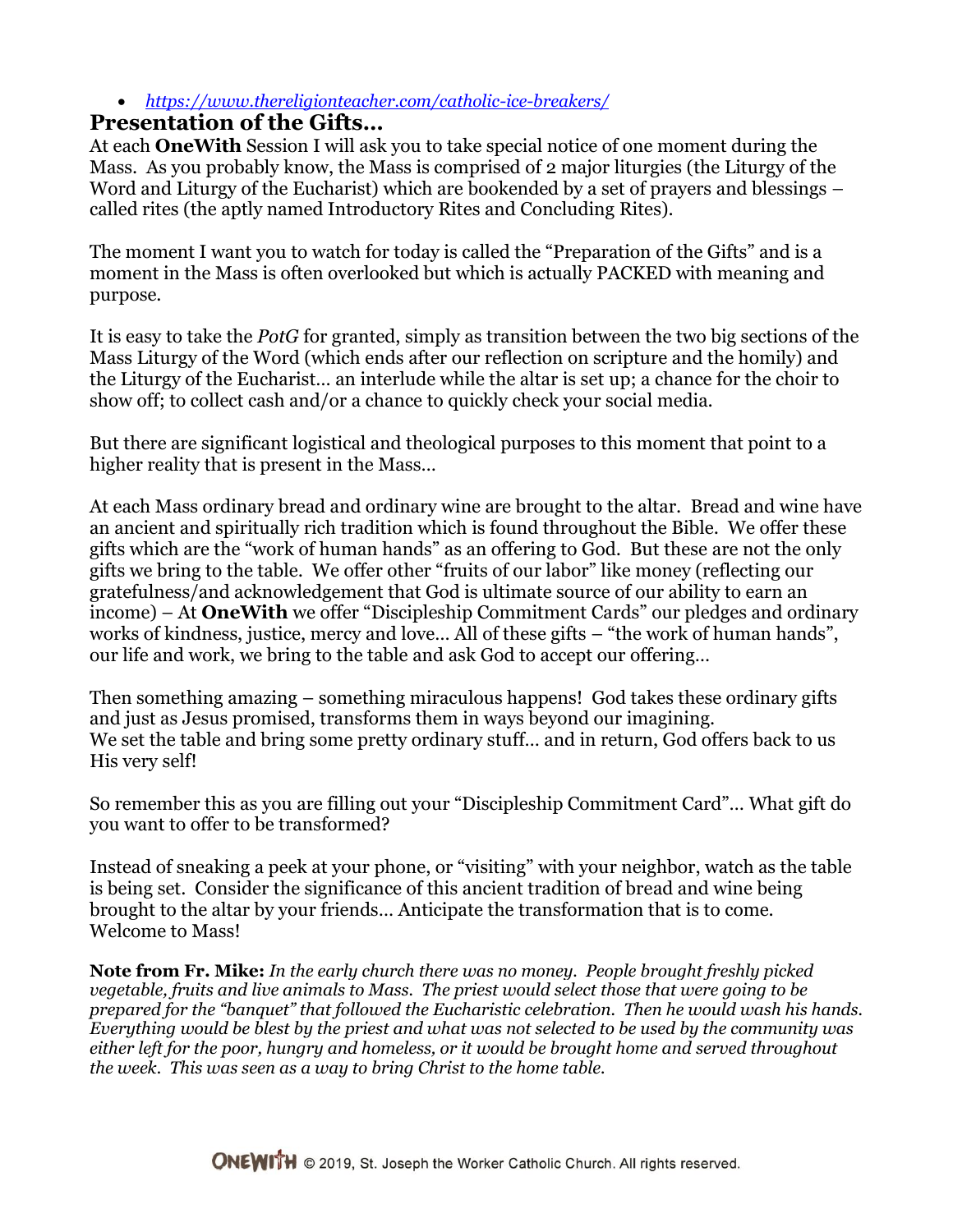- *https://www.thereligionteacher.com/catholic-ice-breakers/*

## Presentation of the Gifts…

At each **OneWith** Session I will ask you to take special notice of one moment during the Mass. As you probably know, the Mass is comprised of 2 major liturgies (the Liturgy of the Word and Liturgy of the Eucharist) which are bookended by a set of prayers and blessings – called rites (the aptly named Introductory Rites and Concluding Rites).

The moment I want you to watch for today is called the "Preparation of the Gifts" and is a moment in the Mass is often overlooked but which is actually PACKED with meaning and purpose.

It is easy to take the *PotG* for granted, simply as transition between the two big sections of the Mass Liturgy of the Word (which ends after our reflection on scripture and the homily) and the Liturgy of the Eucharist… an interlude while the altar is set up; a chance for the choir to show off; to collect cash and/or a chance to quickly check your social media.

But there are significant logistical and theological purposes to this moment that point to a higher reality that is present in the Mass…

At each Mass ordinary bread and ordinary wine are brought to the altar. Bread and wine have an ancient and spiritually rich tradition which is found throughout the Bible. We offer these gifts which are the "work of human hands" as an offering to God. But these are not the only gifts we bring to the table. We offer other "fruits of our labor" like money (reflecting our gratefulness/and acknowledgement that God is ultimate source of our ability to earn an income) – At **OneWith** we offer "Discipleship Commitment Cards" our pledges and ordinary works of kindness, justice, mercy and love… All of these gifts – "the work of human hands", our life and work, we bring to the table and ask God to accept our offering…

Then something amazing – something miraculous happens! God takes these ordinary gifts and just as Jesus promised, transforms them in ways beyond our imagining.
We set the table and bring some pretty ordinary stuff… and in return, God offers back to us His very self!

So remember this as you are filling out your "Discipleship Commitment Card"… What gift do you want to offer to be transformed?

Instead of sneaking a peek at your phone, or "visiting" with your neighbor, watch as the table is being set. Consider the significance of this ancient tradition of bread and wine being brought to the altar by your friends… Anticipate the transformation that is to come.
Welcome to Mass!

**Note from Fr. Mike:** *In the early church there was no money. People brought freshly picked vegetable, fruits and live animals to Mass. The priest would select those that were going to be prepared for the "banquet" that followed the Eucharistic celebration. Then he would wash his hands. Everything would be blest by the priest and what was not selected to be used by the community was either left for the poor, hungry and homeless, or it would be brought home and served throughout the week. This was seen as a way to bring Christ to the home table.*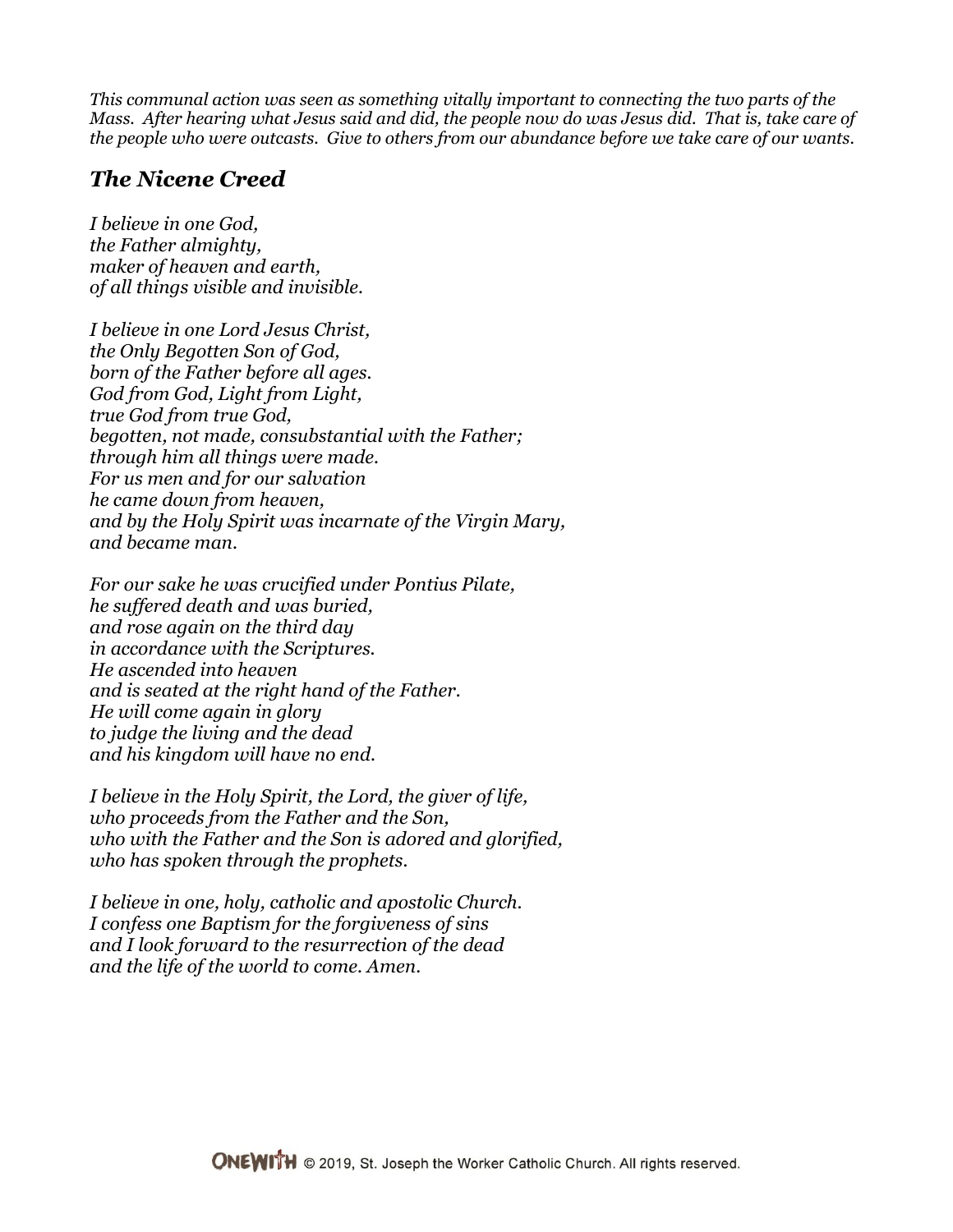*This communal action was seen as something vitally important to connecting the two parts of the Mass. After hearing what Jesus said and did, the people now do was Jesus did. That is, take care of the people who were outcasts. Give to others from our abundance before we take care of our wants.*

## *The Nicene Creed*

*I believe in one God,*
*the Father almighty,*
*maker of heaven and earth,*
*of all things visible and invisible.*

*I believe in one Lord Jesus Christ,*
*the Only Begotten Son of God,*
*born of the Father before all ages.*
*God from God, Light from Light,*
*true God from true God,*
*begotten, not made, consubstantial with the Father;*
*through him all things were made.*
*For us men and for our salvation*
*he came down from heaven,*
*and by the Holy Spirit was incarnate of the Virgin Mary,*
*and became man.*

*For our sake he was crucified under Pontius Pilate,*
*he suffered death and was buried,*
*and rose again on the third day*
*in accordance with the Scriptures.*
*He ascended into heaven*
*and is seated at the right hand of the Father.*
*He will come again in glory*
*to judge the living and the dead*
*and his kingdom will have no end.*

*I believe in the Holy Spirit, the Lord, the giver of life,*
*who proceeds from the Father and the Son,*
*who with the Father and the Son is adored and glorified,*
*who has spoken through the prophets.*

*I believe in one, holy, catholic and apostolic Church.*
*I confess one Baptism for the forgiveness of sins*
*and I look forward to the resurrection of the dead*
*and the life of the world to come. Amen.*